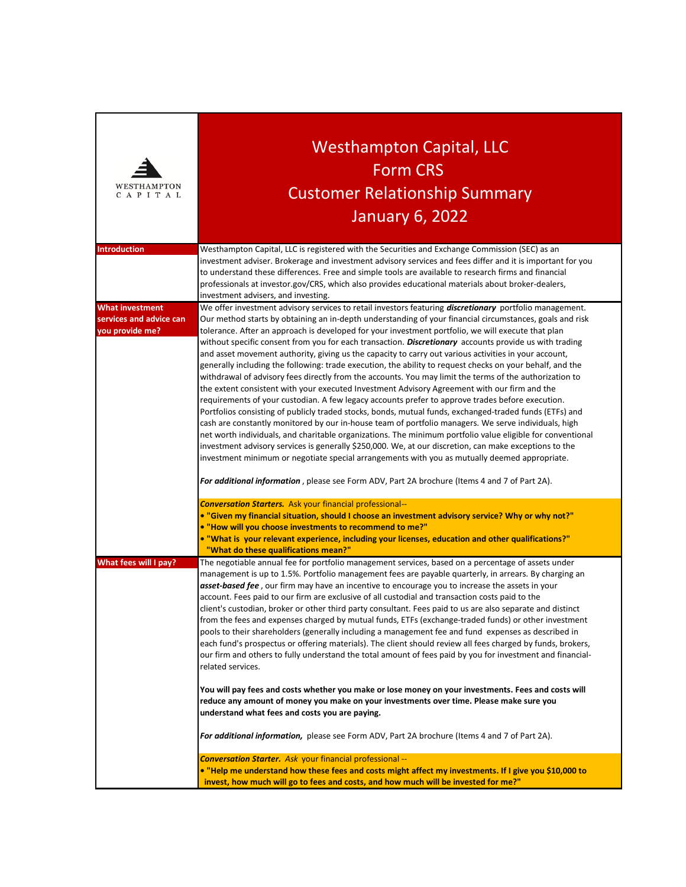WESTHAMPTON CAPITAL

# Westhampton Capital, LLC
# Form CRS
# Customer Relationship Summary
# January 6, 2022

## Introduction

Westhampton Capital, LLC is registered with the Securities and Exchange Commission (SEC) as an investment adviser. Brokerage and investment advisory services and fees differ and it is important for you to understand these differences. Free and simple tools are available to research firms and financial professionals at investor.gov/CRS, which also provides educational materials about broker-dealers, investment advisers, and investing.

## What investment services and advice can you provide me?

We offer investment advisory services to retail investors featuring ***discretionary*** portfolio management. Our method starts by obtaining an in-depth understanding of your financial circumstances, goals and risk tolerance. After an approach is developed for your investment portfolio, we will execute that plan without specific consent from you for each transaction. ***Discretionary*** accounts provide us with trading and asset movement authority, giving us the capacity to carry out various activities in your account, generally including the following: trade execution, the ability to request checks on your behalf, and the withdrawal of advisory fees directly from the accounts. You may limit the terms of the authorization to the extent consistent with your executed Investment Advisory Agreement with our firm and the requirements of your custodian. A few legacy accounts prefer to approve trades before execution. Portfolios consisting of publicly traded stocks, bonds, mutual funds, exchanged-traded funds (ETFs) and cash are constantly monitored by our in-house team of portfolio managers. We serve individuals, high net worth individuals, and charitable organizations. The minimum portfolio value eligible for conventional investment advisory services is generally $250,000. We, at our discretion, can make exceptions to the investment minimum or negotiate special arrangements with you as mutually deemed appropriate.

***For additional information*** , please see Form ADV, Part 2A brochure (Items 4 and 7 of Part 2A).

***Conversation Starters.*** Ask your financial professional--

- **"Given my financial situation, should I choose an investment advisory service? Why or why not?"**
- **"How will you choose investments to recommend to me?"**
- **"What is your relevant experience, including your licenses, education and other qualifications?" "What do these qualifications mean?"**

## What fees will I pay?

The negotiable annual fee for portfolio management services, based on a percentage of assets under management is up to 1.5%. Portfolio management fees are payable quarterly, in arrears. By charging an ***asset-based fee*** , our firm may have an incentive to encourage you to increase the assets in your account. Fees paid to our firm are exclusive of all custodial and transaction costs paid to the client's custodian, broker or other third party consultant. Fees paid to us are also separate and distinct from the fees and expenses charged by mutual funds, ETFs (exchange-traded funds) or other investment pools to their shareholders (generally including a management fee and fund expenses as described in each fund's prospectus or offering materials). The client should review all fees charged by funds, brokers, our firm and others to fully understand the total amount of fees paid by you for investment and financial-related services.

**You will pay fees and costs whether you make or lose money on your investments. Fees and costs will reduce any amount of money you make on your investments over time. Please make sure you understand what fees and costs you are paying.**

***For additional information,*** please see Form ADV, Part 2A brochure (Items 4 and 7 of Part 2A).

***Conversation Starter.*** *Ask* your financial professional --

- **"Help me understand how these fees and costs might affect my investments. If I give you $10,000 to invest, how much will go to fees and costs, and how much will be invested for me?"**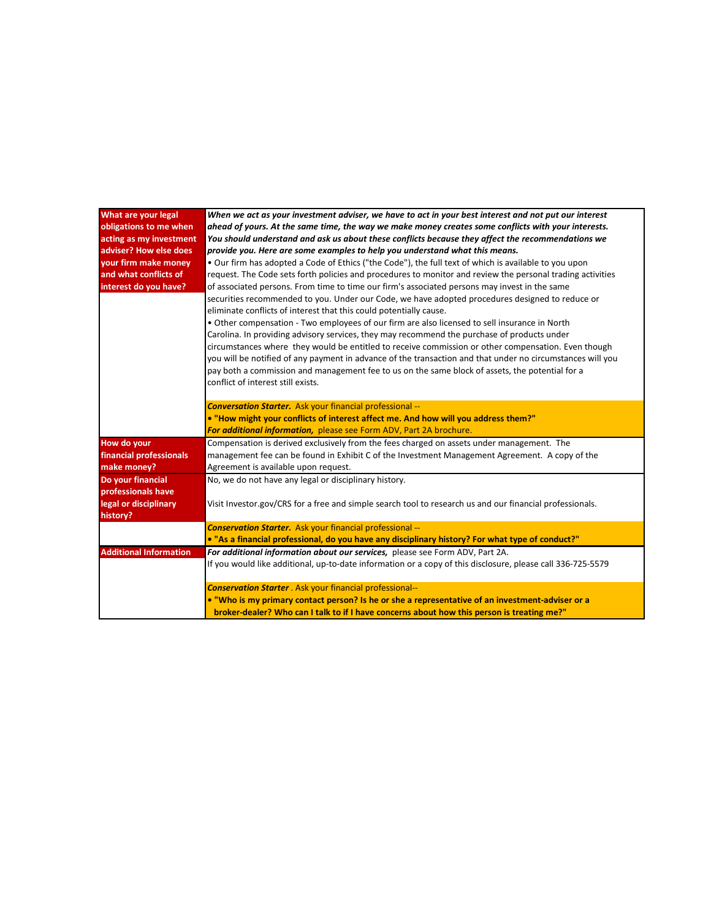| | |
|---|---|
| **What are your legal obligations to me when acting as my investment adviser? How else does your firm make money and what conflicts of interest do you have?** | ***When we act as your investment adviser, we have to act in your best interest and not put our interest ahead of yours. At the same time, the way we make money creates some conflicts with your interests. You should understand and ask us about these conflicts because they affect the recommendations we provide you. Here are some examples to help you understand what this means.***<br>• Our firm has adopted a Code of Ethics ("the Code"), the full text of which is available to you upon request. The Code sets forth policies and procedures to monitor and review the personal trading activities of associated persons. From time to time our firm's associated persons may invest in the same securities recommended to you. Under our Code, we have adopted procedures designed to reduce or eliminate conflicts of interest that this could potentially cause.<br>• Other compensation - Two employees of our firm are also licensed to sell insurance in North Carolina. In providing advisory services, they may recommend the purchase of products under circumstances where they would be entitled to receive commission or other compensation. Even though you will be notified of any payment in advance of the transaction and that under no circumstances will you pay both a commission and management fee to us on the same block of assets, the potential for a conflict of interest still exists. |
| | ***Conversation Starter.*** Ask your financial professional --<br>**• "How might your conflicts of interest affect me. And how will you address them?"**<br>***For additional information,*** please see Form ADV, Part 2A brochure. |
| **How do your financial professionals make money?** | Compensation is derived exclusively from the fees charged on assets under management. The management fee can be found in Exhibit C of the Investment Management Agreement. A copy of the Agreement is available upon request. |
| **Do your financial professionals have legal or disciplinary history?** | No, we do not have any legal or disciplinary history.<br><br>Visit Investor.gov/CRS for a free and simple search tool to research us and our financial professionals. |
| | ***Conservation Starter.*** Ask your financial professional --<br>**• "As a financial professional, do you have any disciplinary history? For what type of conduct?"** |
| **Additional Information** | ***For additional information about our services,*** please see Form ADV, Part 2A.<br>If you would like additional, up-to-date information or a copy of this disclosure, please call 336-725-5579 |
| | ***Conservation Starter*** . Ask your financial professional--<br>**• "Who is my primary contact person? Is he or she a representative of an investment-adviser or a broker-dealer? Who can I talk to if I have concerns about how this person is treating me?"** |